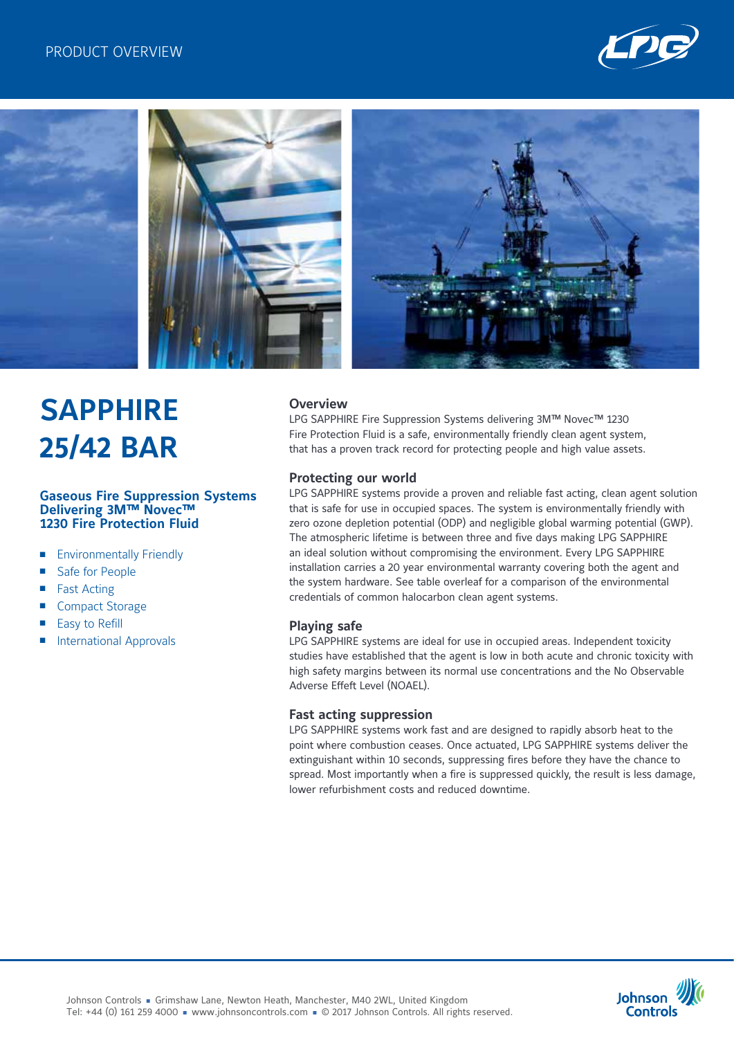PRODUCT OVERVIEW

# SAPPHIRE 25/42 BAR

### Gaseous Fire Suppression Systems Delivering 3M™ Novec™ 1230 Fire Protection Fluid

- Environmentally Friendly
- Safe for People
- Fast Acting
- Compact Storage
- Easy to Refill
- International Approvals

## Overview

LPG SAPPHIRE Fire Suppression Systems delivering 3M™ Novec™ 1230 Fire Protection Fluid is a safe, environmentally friendly clean agent system, that has a proven track record for protecting people and high value assets.

## Protecting our world

LPG SAPPHIRE systems provide a proven and reliable fast acting, clean agent solution that is safe for use in occupied spaces. The system is environmentally friendly with zero ozone depletion potential (ODP) and negligible global warming potential (GWP). The atmospheric lifetime is between three and five days making LPG SAPPHIRE an ideal solution without compromising the environment. Every LPG SAPPHIRE installation carries a 20 year environmental warranty covering both the agent and the system hardware. See table overleaf for a comparison of the environmental credentials of common halocarbon clean agent systems.

## Playing safe

LPG SAPPHIRE systems are ideal for use in occupied areas. Independent toxicity studies have established that the agent is low in both acute and chronic toxicity with high safety margins between its normal use concentrations and the No Observable Adverse Effet Level (NOAEL).

## Fast acting suppression

LPG SAPPHIRE systems work fast and are designed to rapidly absorb heat to the point where combustion ceases. Once actuated, LPG SAPPHIRE systems deliver the extinguishant within 10 seconds, suppressing fires before they have the chance to spread. Most importantly when a fire is suppressed quickly, the result is less damage, lower refurbishment costs and reduced downtime.

Johnson Controls ■ Grimshaw Lane, Newton Heath, Manchester, M40 2WL, United Kingdom
Tel: +44 (0) 161 259 4000 ■ www.johnsoncontrols.com ■ © 2017 Johnson Controls. All rights reserved.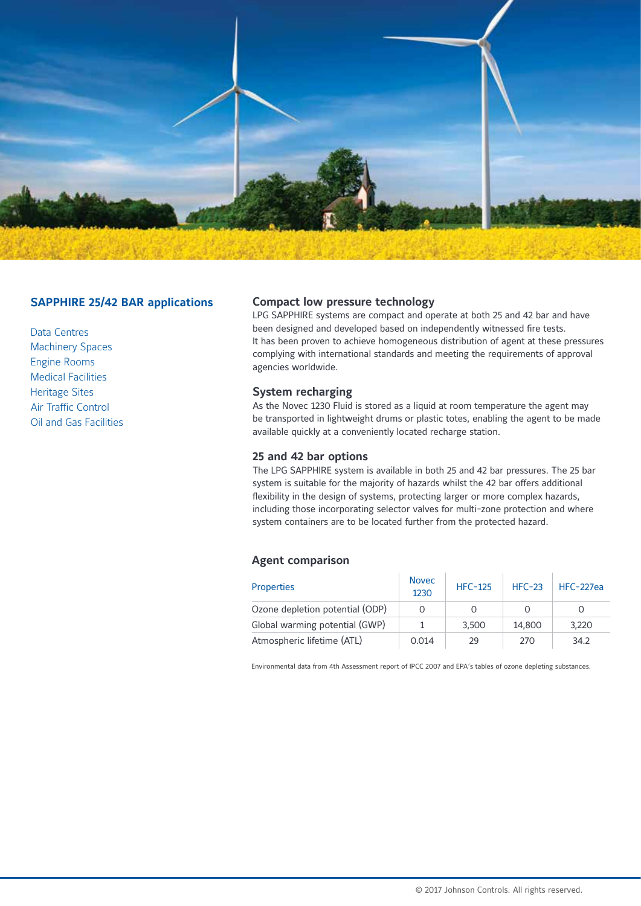## SAPPHIRE 25/42 BAR applications

Data Centres
Machinery Spaces
Engine Rooms
Medical Facilities
Heritage Sites
Air Traffic Control
Oil and Gas Facilities

## Compact low pressure technology

LPG SAPPHIRE systems are compact and operate at both 25 and 42 bar and have been designed and developed based on independently witnessed fire tests. It has been proven to achieve homogeneous distribution of agent at these pressures complying with international standards and meeting the requirements of approval agencies worldwide.

## System recharging

As the Novec 1230 Fluid is stored as a liquid at room temperature the agent may be transported in lightweight drums or plastic totes, enabling the agent to be made available quickly at a conveniently located recharge station.

## 25 and 42 bar options

The LPG SAPPHIRE system is available in both 25 and 42 bar pressures. The 25 bar system is suitable for the majority of hazards whilst the 42 bar offers additional flexibility in the design of systems, protecting larger or more complex hazards, including those incorporating selector valves for multi-zone protection and where system containers are to be located further from the protected hazard.

## Agent comparison

| Properties | Novec 1230 | HFC-125 | HFC-23 | HFC-227ea |
|---|---|---|---|---|
| Ozone depletion potential (ODP) | 0 | 0 | 0 | 0 |
| Global warming potential (GWP) | 1 | 3,500 | 14,800 | 3,220 |
| Atmospheric lifetime (ATL) | 0.014 | 29 | 270 | 34.2 |

Environmental data from 4th Assessment report of IPCC 2007 and EPA's tables of ozone depleting substances.

© 2017 Johnson Controls. All rights reserved.